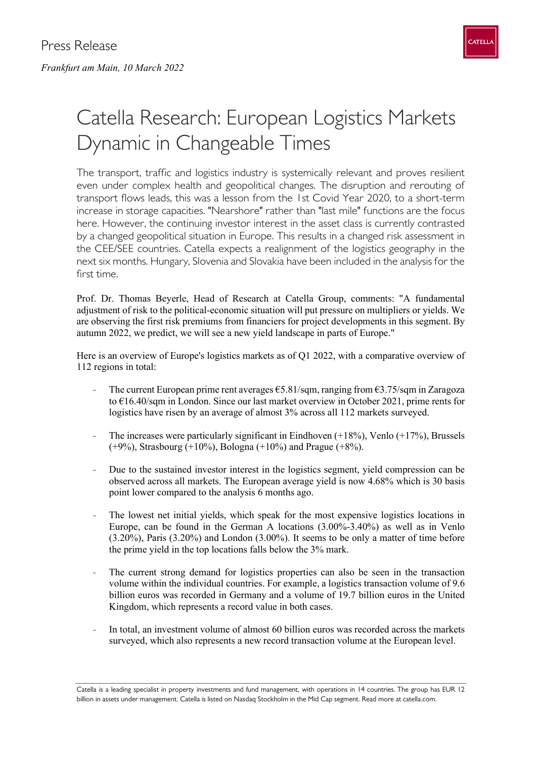Press Release

*Frankfurt am Main, 10 March 2022*

# Catella Research: European Logistics Markets Dynamic in Changeable Times

The transport, traffic and logistics industry is systemically relevant and proves resilient even under complex health and geopolitical changes. The disruption and rerouting of transport flows leads, this was a lesson from the 1st Covid Year 2020, to a short-term increase in storage capacities. "Nearshore" rather than "last mile" functions are the focus here. However, the continuing investor interest in the asset class is currently contrasted by a changed geopolitical situation in Europe. This results in a changed risk assessment in the CEE/SEE countries. Catella expects a realignment of the logistics geography in the next six months. Hungary, Slovenia and Slovakia have been included in the analysis for the first time.

Prof. Dr. Thomas Beyerle, Head of Research at Catella Group, comments: "A fundamental adjustment of risk to the political-economic situation will put pressure on multipliers or yields. We are observing the first risk premiums from financiers for project developments in this segment. By autumn 2022, we predict, we will see a new yield landscape in parts of Europe."

Here is an overview of Europe's logistics markets as of Q1 2022, with a comparative overview of 112 regions in total:

- The current European prime rent averages €5.81/sqm, ranging from €3.75/sqm in Zaragoza to €16.40/sqm in London. Since our last market overview in October 2021, prime rents for logistics have risen by an average of almost 3% across all 112 markets surveyed.
- The increases were particularly significant in Eindhoven (+18%), Venlo (+17%), Brussels (+9%), Strasbourg (+10%), Bologna (+10%) and Prague (+8%).
- Due to the sustained investor interest in the logistics segment, yield compression can be observed across all markets. The European average yield is now 4.68% which is 30 basis point lower compared to the analysis 6 months ago.
- The lowest net initial yields, which speak for the most expensive logistics locations in Europe, can be found in the German A locations (3.00%-3.40%) as well as in Venlo (3.20%), Paris (3.20%) and London (3.00%). It seems to be only a matter of time before the prime yield in the top locations falls below the 3% mark.
- The current strong demand for logistics properties can also be seen in the transaction volume within the individual countries. For example, a logistics transaction volume of 9.6 billion euros was recorded in Germany and a volume of 19.7 billion euros in the United Kingdom, which represents a record value in both cases.
- In total, an investment volume of almost 60 billion euros was recorded across the markets surveyed, which also represents a new record transaction volume at the European level.

Catella is a leading specialist in property investments and fund management, with operations in 14 countries. The group has EUR 12 billion in assets under management. Catella is listed on Nasdaq Stockholm in the Mid Cap segment. Read more at catella.com.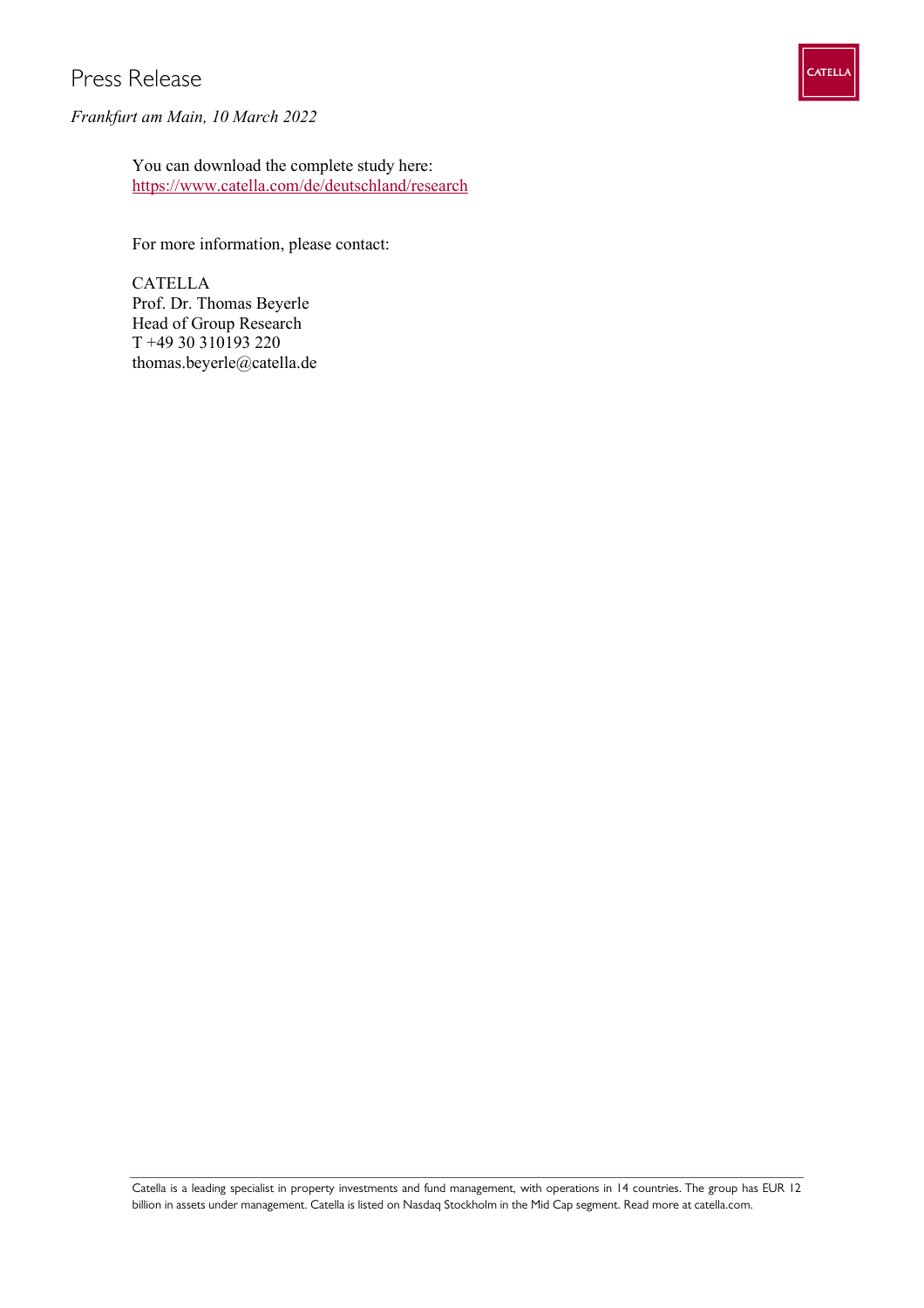You can download the complete study here:
https://www.catella.com/de/deutschland/research

For more information, please contact:

CATELLA
Prof. Dr. Thomas Beyerle
Head of Group Research
T +49 30 310193 220
thomas.beyerle@catella.de